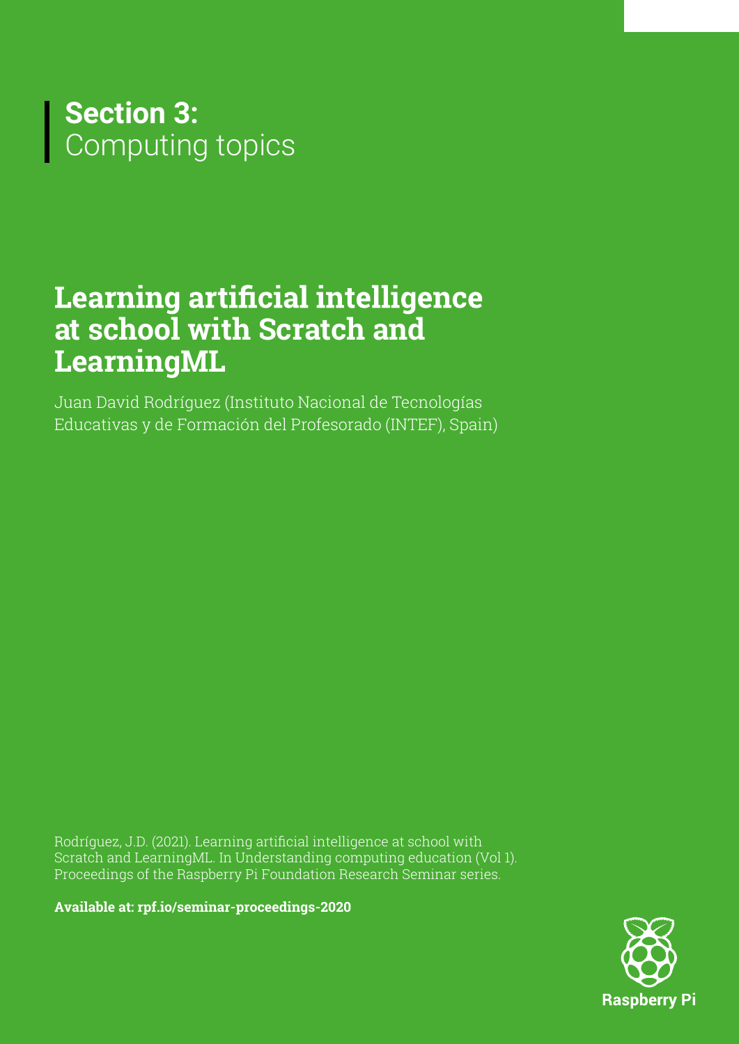**Section 3:** Computing topics

# Learning artificial intelligence at school with Scratch and LearningML

Juan David Rodríguez (Instituto Nacional de Tecnologías Educativas y de Formación del Profesorado (INTEF), Spain)

Rodríguez, J.D. (2021). Learning artificial intelligence at school with Scratch and LearningML. In Understanding computing education (Vol 1). Proceedings of the Raspberry Pi Foundation Research Seminar series.

**Available at: rpf.io/seminar-proceedings-2020**

Raspberry Pi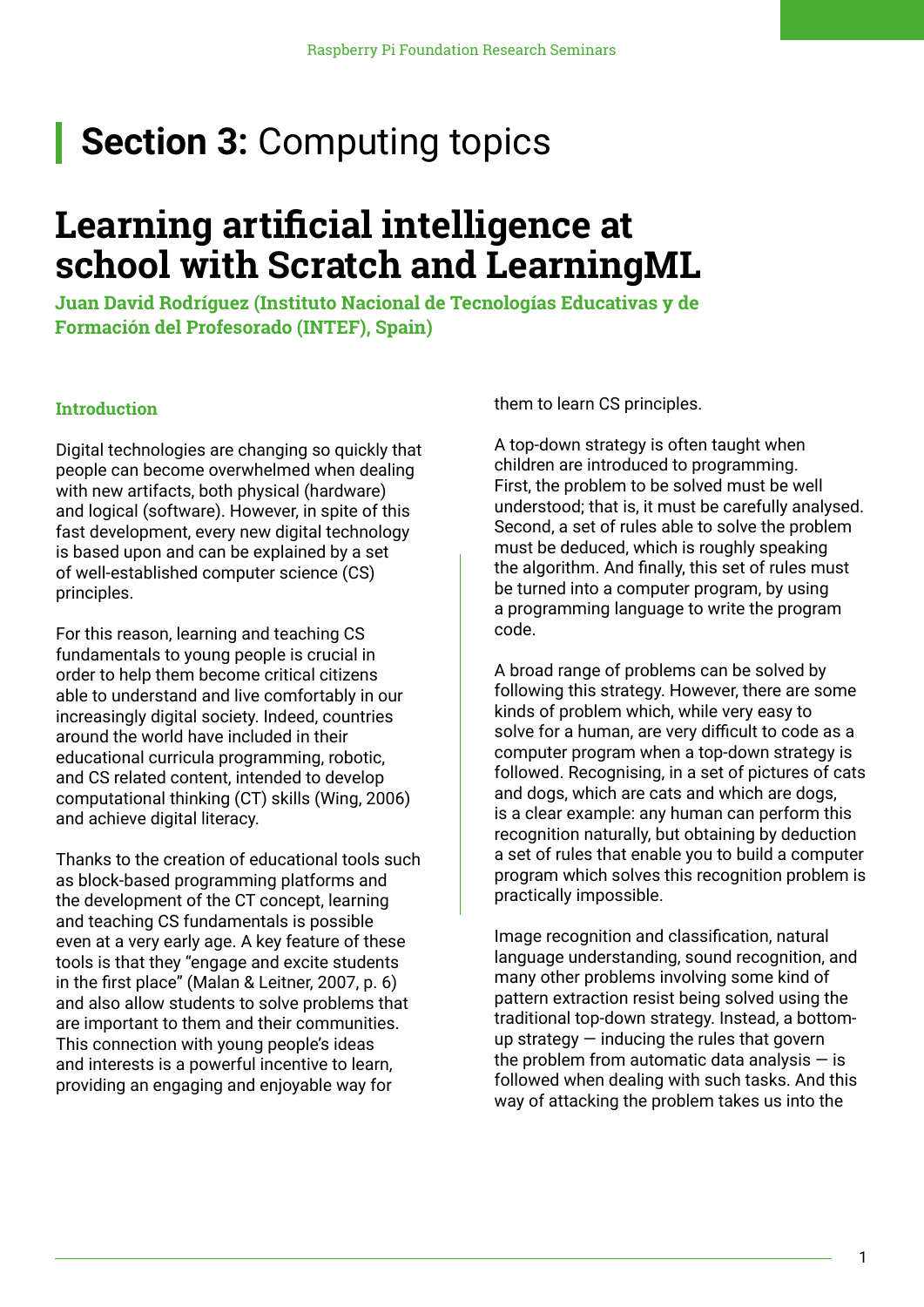# **Section 3:** Computing topics

# Learning artificial intelligence at school with Scratch and LearningML

**Juan David Rodríguez (Instituto Nacional de Tecnologías Educativas y de Formación del Profesorado (INTEF), Spain)**

### Introduction

Digital technologies are changing so quickly that people can become overwhelmed when dealing with new artifacts, both physical (hardware) and logical (software). However, in spite of this fast development, every new digital technology is based upon and can be explained by a set of well-established computer science (CS) principles.

For this reason, learning and teaching CS fundamentals to young people is crucial in order to help them become critical citizens able to understand and live comfortably in our increasingly digital society. Indeed, countries around the world have included in their educational curricula programming, robotic, and CS related content, intended to develop computational thinking (CT) skills (Wing, 2006) and achieve digital literacy.

Thanks to the creation of educational tools such as block-based programming platforms and the development of the CT concept, learning and teaching CS fundamentals is possible even at a very early age. A key feature of these tools is that they "engage and excite students in the first place" (Malan & Leitner, 2007, p. 6) and also allow students to solve problems that are important to them and their communities. This connection with young people's ideas and interests is a powerful incentive to learn, providing an engaging and enjoyable way for them to learn CS principles.

A top-down strategy is often taught when children are introduced to programming. First, the problem to be solved must be well understood; that is, it must be carefully analysed. Second, a set of rules able to solve the problem must be deduced, which is roughly speaking the algorithm. And finally, this set of rules must be turned into a computer program, by using a programming language to write the program code.

A broad range of problems can be solved by following this strategy. However, there are some kinds of problem which, while very easy to solve for a human, are very difficult to code as a computer program when a top-down strategy is followed. Recognising, in a set of pictures of cats and dogs, which are cats and which are dogs, is a clear example: any human can perform this recognition naturally, but obtaining by deduction a set of rules that enable you to build a computer program which solves this recognition problem is practically impossible.

Image recognition and classification, natural language understanding, sound recognition, and many other problems involving some kind of pattern extraction resist being solved using the traditional top-down strategy. Instead, a bottom-up strategy — inducing the rules that govern the problem from automatic data analysis — is followed when dealing with such tasks. And this way of attacking the problem takes us into the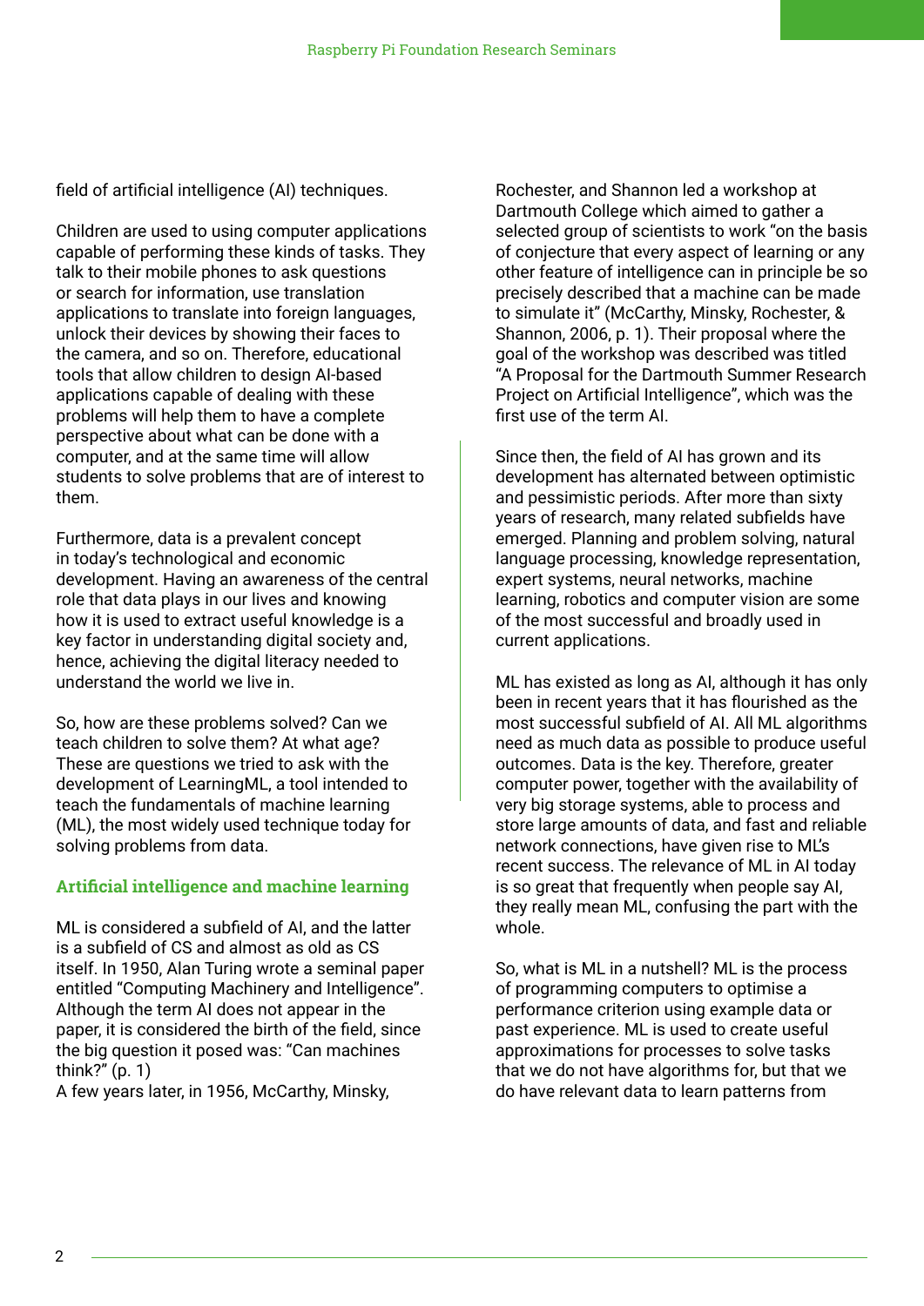field of artificial intelligence (AI) techniques.

Children are used to using computer applications capable of performing these kinds of tasks. They talk to their mobile phones to ask questions or search for information, use translation applications to translate into foreign languages, unlock their devices by showing their faces to the camera, and so on. Therefore, educational tools that allow children to design AI-based applications capable of dealing with these problems will help them to have a complete perspective about what can be done with a computer, and at the same time will allow students to solve problems that are of interest to them.

Furthermore, data is a prevalent concept in today's technological and economic development. Having an awareness of the central role that data plays in our lives and knowing how it is used to extract useful knowledge is a key factor in understanding digital society and, hence, achieving the digital literacy needed to understand the world we live in.

So, how are these problems solved? Can we teach children to solve them? At what age? These are questions we tried to ask with the development of LearningML, a tool intended to teach the fundamentals of machine learning (ML), the most widely used technique today for solving problems from data.

## Artificial intelligence and machine learning

ML is considered a subfield of AI, and the latter is a subfield of CS and almost as old as CS itself. In 1950, Alan Turing wrote a seminal paper entitled "Computing Machinery and Intelligence". Although the term AI does not appear in the paper, it is considered the birth of the field, since the big question it posed was: "Can machines think?" (p. 1)

A few years later, in 1956, McCarthy, Minsky, Rochester, and Shannon led a workshop at Dartmouth College which aimed to gather a selected group of scientists to work "on the basis of conjecture that every aspect of learning or any other feature of intelligence can in principle be so precisely described that a machine can be made to simulate it" (McCarthy, Minsky, Rochester, & Shannon, 2006, p. 1). Their proposal where the goal of the workshop was described was titled "A Proposal for the Dartmouth Summer Research Project on Artificial Intelligence", which was the first use of the term AI.

Since then, the field of AI has grown and its development has alternated between optimistic and pessimistic periods. After more than sixty years of research, many related subfields have emerged. Planning and problem solving, natural language processing, knowledge representation, expert systems, neural networks, machine learning, robotics and computer vision are some of the most successful and broadly used in current applications.

ML has existed as long as AI, although it has only been in recent years that it has flourished as the most successful subfield of AI. All ML algorithms need as much data as possible to produce useful outcomes. Data is the key. Therefore, greater computer power, together with the availability of very big storage systems, able to process and store large amounts of data, and fast and reliable network connections, have given rise to ML's recent success. The relevance of ML in AI today is so great that frequently when people say AI, they really mean ML, confusing the part with the whole.

So, what is ML in a nutshell? ML is the process of programming computers to optimise a performance criterion using example data or past experience. ML is used to create useful approximations for processes to solve tasks that we do not have algorithms for, but that we do have relevant data to learn patterns from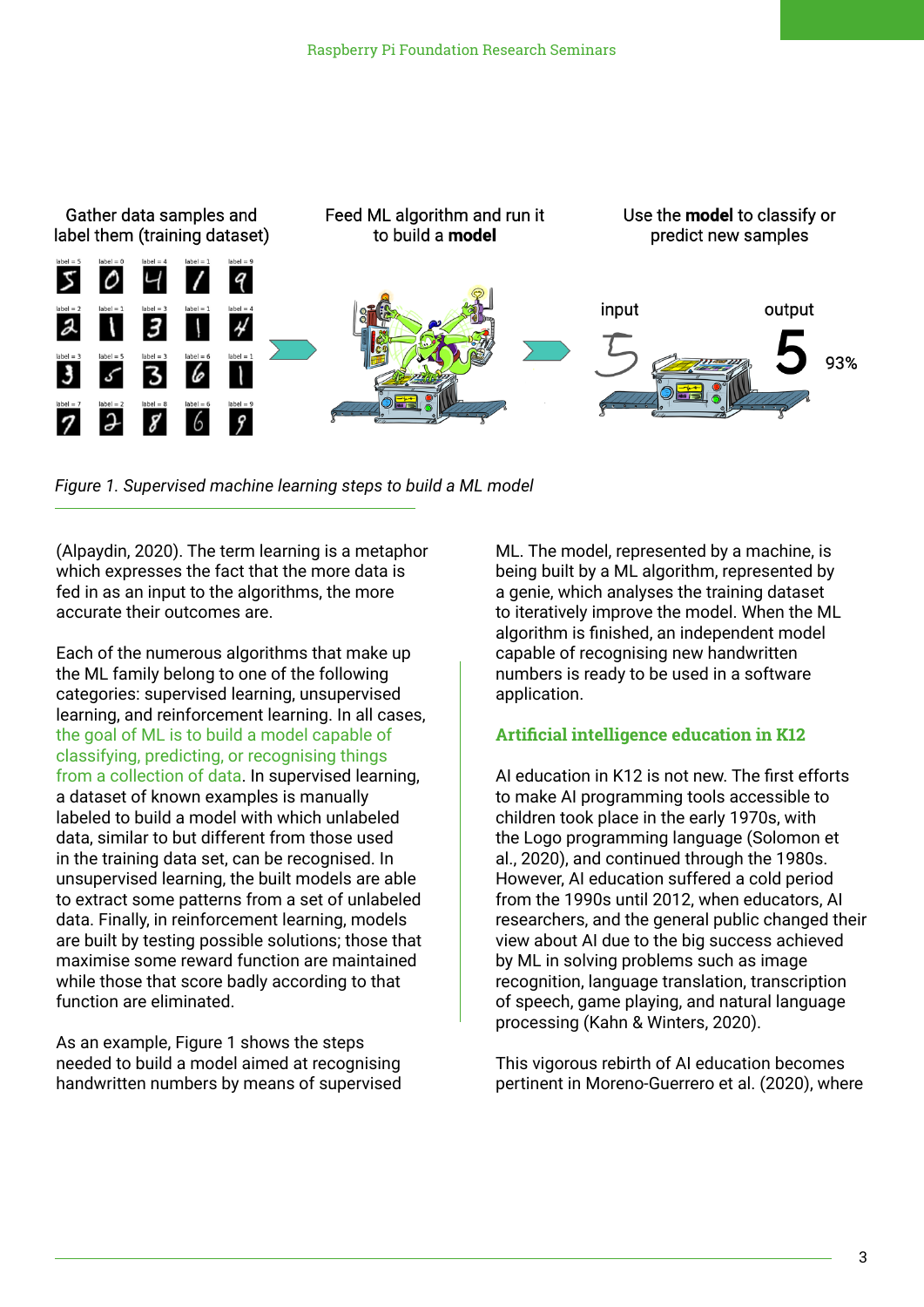Gather data samples and label them (training dataset)

Feed ML algorithm and run it to build a **model**

Use the **model** to classify or predict new samples

input

output

93%

*Figure 1. Supervised machine learning steps to build a ML model*

(Alpaydin, 2020). The term learning is a metaphor which expresses the fact that the more data is fed in as an input to the algorithms, the more accurate their outcomes are.

Each of the numerous algorithms that make up the ML family belong to one of the following categories: supervised learning, unsupervised learning, and reinforcement learning. In all cases, the goal of ML is to build a model capable of classifying, predicting, or recognising things from a collection of data. In supervised learning, a dataset of known examples is manually labeled to build a model with which unlabeled data, similar to but different from those used in the training data set, can be recognised. In unsupervised learning, the built models are able to extract some patterns from a set of unlabeled data. Finally, in reinforcement learning, models are built by testing possible solutions; those that maximise some reward function are maintained while those that score badly according to that function are eliminated.

As an example, Figure 1 shows the steps needed to build a model aimed at recognising handwritten numbers by means of supervised ML. The model, represented by a machine, is being built by a ML algorithm, represented by a genie, which analyses the training dataset to iteratively improve the model. When the ML algorithm is finished, an independent model capable of recognising new handwritten numbers is ready to be used in a software application.

## Artificial intelligence education in K12

AI education in K12 is not new. The first efforts to make AI programming tools accessible to children took place in the early 1970s, with the Logo programming language (Solomon et al., 2020), and continued through the 1980s. However, AI education suffered a cold period from the 1990s until 2012, when educators, AI researchers, and the general public changed their view about AI due to the big success achieved by ML in solving problems such as image recognition, language translation, transcription of speech, game playing, and natural language processing (Kahn & Winters, 2020).

This vigorous rebirth of AI education becomes pertinent in Moreno-Guerrero et al. (2020), where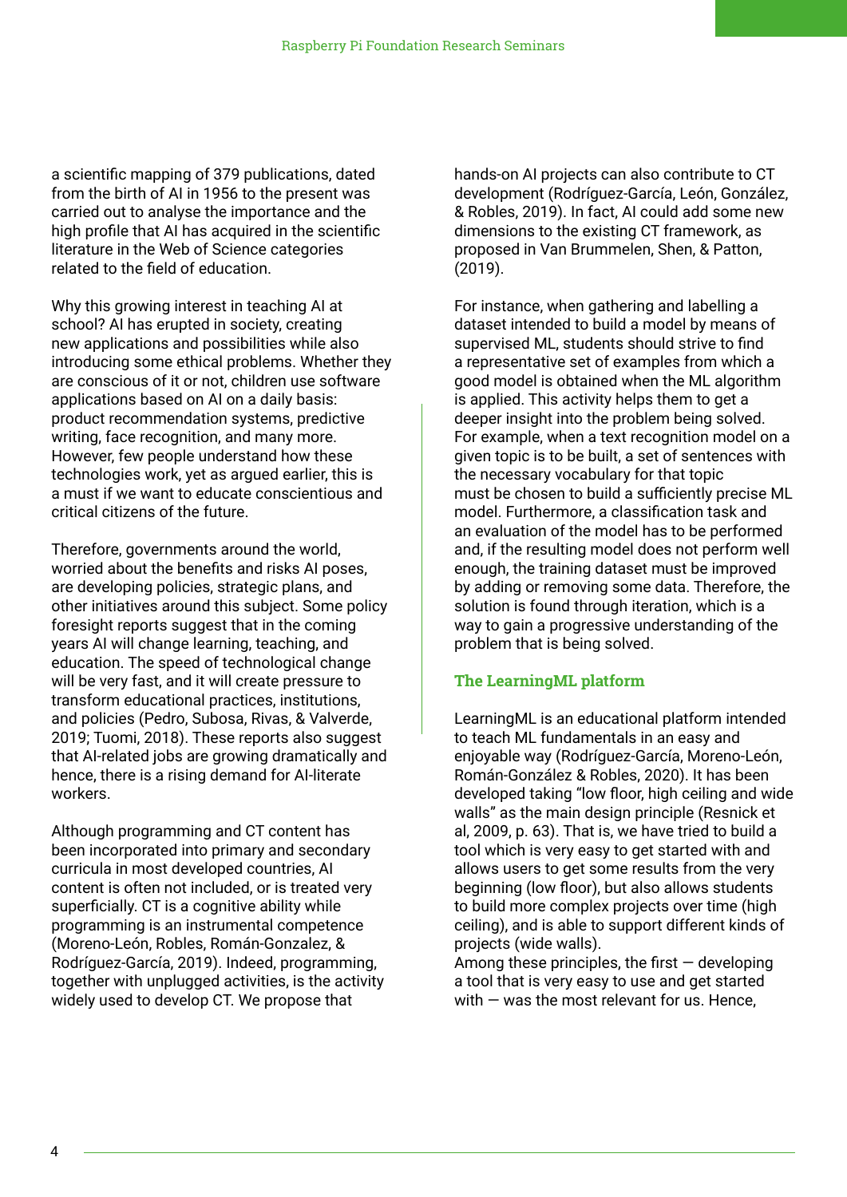a scientific mapping of 379 publications, dated from the birth of AI in 1956 to the present was carried out to analyse the importance and the high profile that AI has acquired in the scientific literature in the Web of Science categories related to the field of education.

Why this growing interest in teaching AI at school? AI has erupted in society, creating new applications and possibilities while also introducing some ethical problems. Whether they are conscious of it or not, children use software applications based on AI on a daily basis: product recommendation systems, predictive writing, face recognition, and many more. However, few people understand how these technologies work, yet as argued earlier, this is a must if we want to educate conscientious and critical citizens of the future.

Therefore, governments around the world, worried about the benefits and risks AI poses, are developing policies, strategic plans, and other initiatives around this subject. Some policy foresight reports suggest that in the coming years AI will change learning, teaching, and education. The speed of technological change will be very fast, and it will create pressure to transform educational practices, institutions, and policies (Pedro, Subosa, Rivas, & Valverde, 2019; Tuomi, 2018). These reports also suggest that AI-related jobs are growing dramatically and hence, there is a rising demand for AI-literate workers.

Although programming and CT content has been incorporated into primary and secondary curricula in most developed countries, AI content is often not included, or is treated very superficially. CT is a cognitive ability while programming is an instrumental competence (Moreno-León, Robles, Román-Gonzalez, & Rodríguez-García, 2019). Indeed, programming, together with unplugged activities, is the activity widely used to develop CT. We propose that hands-on AI projects can also contribute to CT development (Rodríguez-García, León, González, & Robles, 2019). In fact, AI could add some new dimensions to the existing CT framework, as proposed in Van Brummelen, Shen, & Patton, (2019).

For instance, when gathering and labelling a dataset intended to build a model by means of supervised ML, students should strive to find a representative set of examples from which a good model is obtained when the ML algorithm is applied. This activity helps them to get a deeper insight into the problem being solved. For example, when a text recognition model on a given topic is to be built, a set of sentences with the necessary vocabulary for that topic must be chosen to build a sufficiently precise ML model. Furthermore, a classification task and an evaluation of the model has to be performed and, if the resulting model does not perform well enough, the training dataset must be improved by adding or removing some data. Therefore, the solution is found through iteration, which is a way to gain a progressive understanding of the problem that is being solved.

## The LearningML platform

LearningML is an educational platform intended to teach ML fundamentals in an easy and enjoyable way (Rodríguez-García, Moreno-León, Román-González & Robles, 2020). It has been developed taking "low floor, high ceiling and wide walls" as the main design principle (Resnick et al, 2009, p. 63). That is, we have tried to build a tool which is very easy to get started with and allows users to get some results from the very beginning (low floor), but also allows students to build more complex projects over time (high ceiling), and is able to support different kinds of projects (wide walls).
Among these principles, the first — developing a tool that is very easy to use and get started with — was the most relevant for us. Hence,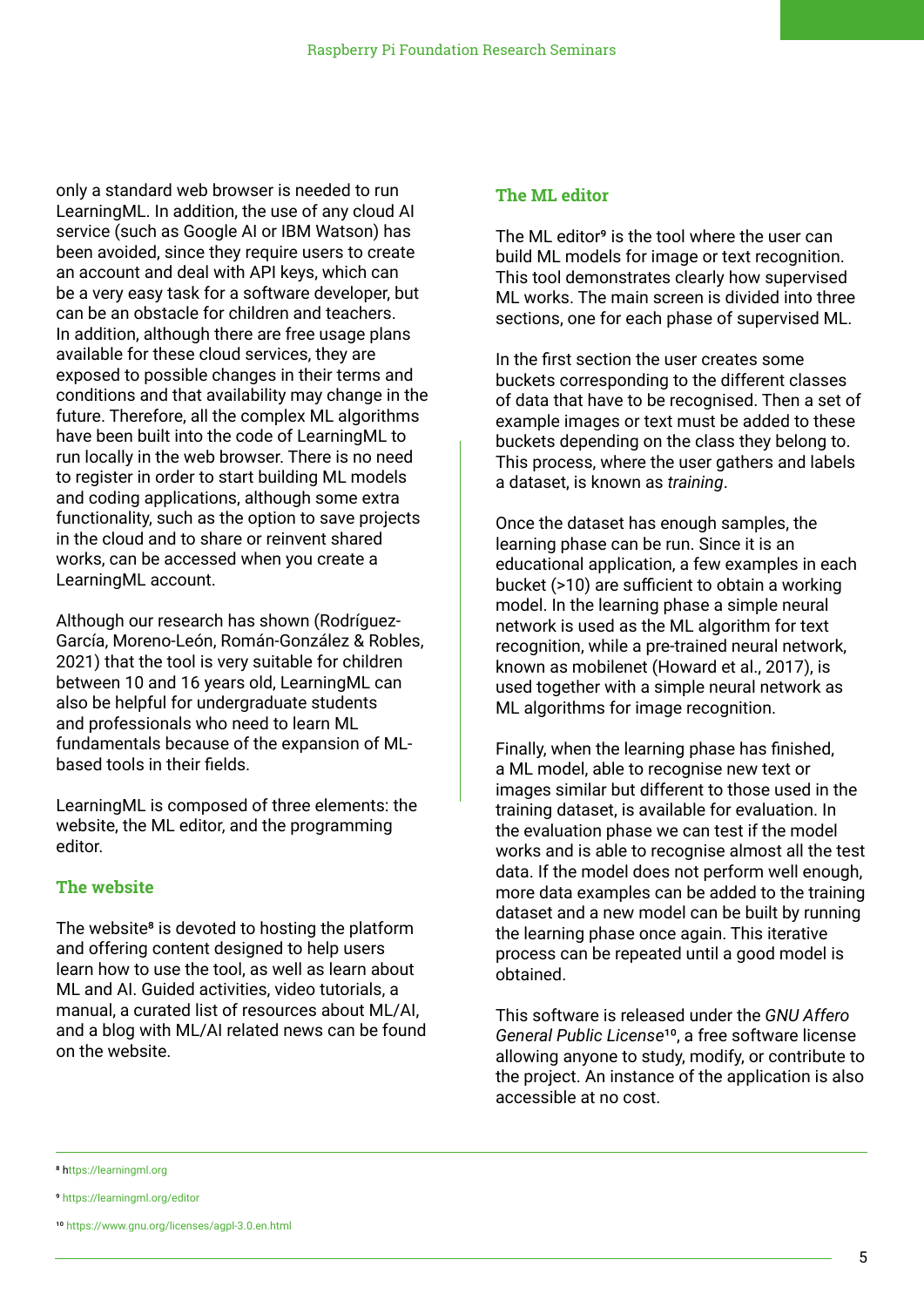only a standard web browser is needed to run LearningML. In addition, the use of any cloud AI service (such as Google AI or IBM Watson) has been avoided, since they require users to create an account and deal with API keys, which can be a very easy task for a software developer, but can be an obstacle for children and teachers. In addition, although there are free usage plans available for these cloud services, they are exposed to possible changes in their terms and conditions and that availability may change in the future. Therefore, all the complex ML algorithms have been built into the code of LearningML to run locally in the web browser. There is no need to register in order to start building ML models and coding applications, although some extra functionality, such as the option to save projects in the cloud and to share or reinvent shared works, can be accessed when you create a LearningML account.

Although our research has shown (Rodríguez-García, Moreno-León, Román-González & Robles, 2021) that the tool is very suitable for children between 10 and 16 years old, LearningML can also be helpful for undergraduate students and professionals who need to learn ML fundamentals because of the expansion of ML-based tools in their fields.

LearningML is composed of three elements: the website, the ML editor, and the programming editor.

### The website

The website[8] is devoted to hosting the platform and offering content designed to help users learn how to use the tool, as well as learn about ML and AI. Guided activities, video tutorials, a manual, a curated list of resources about ML/AI, and a blog with ML/AI related news can be found on the website.

### The ML editor

The ML editor[9] is the tool where the user can build ML models for image or text recognition. This tool demonstrates clearly how supervised ML works. The main screen is divided into three sections, one for each phase of supervised ML.

In the first section the user creates some buckets corresponding to the different classes of data that have to be recognised. Then a set of example images or text must be added to these buckets depending on the class they belong to. This process, where the user gathers and labels a dataset, is known as *training*.

Once the dataset has enough samples, the learning phase can be run. Since it is an educational application, a few examples in each bucket (>10) are sufficient to obtain a working model. In the learning phase a simple neural network is used as the ML algorithm for text recognition, while a pre-trained neural network, known as mobilenet (Howard et al., 2017), is used together with a simple neural network as ML algorithms for image recognition.

Finally, when the learning phase has finished, a ML model, able to recognise new text or images similar but different to those used in the training dataset, is available for evaluation. In the evaluation phase we can test if the model works and is able to recognise almost all the test data. If the model does not perform well enough, more data examples can be added to the training dataset and a new model can be built by running the learning phase once again. This iterative process can be repeated until a good model is obtained.

This software is released under the *GNU Affero General Public License*[10], a free software license allowing anyone to study, modify, or contribute to the project. An instance of the application is also accessible at no cost.

---

[8] https://learningml.org

[9] https://learningml.org/editor

[10] https://www.gnu.org/licenses/agpl-3.0.en.html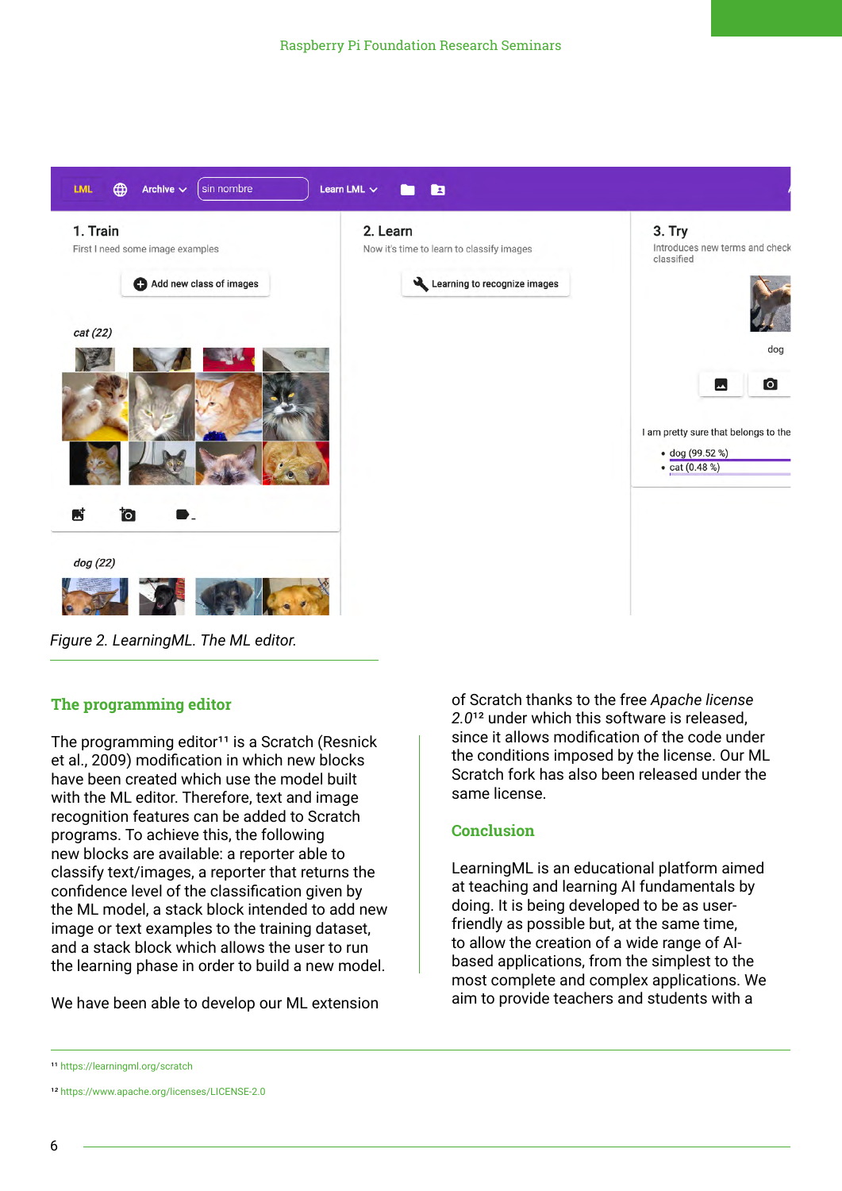Figure 2. LearningML. The ML editor.

## The programming editor

The programming editor[11] is a Scratch (Resnick et al., 2009) modification in which new blocks have been created which use the model built with the ML editor. Therefore, text and image recognition features can be added to Scratch programs. To achieve this, the following new blocks are available: a reporter able to classify text/images, a reporter that returns the confidence level of the classification given by the ML model, a stack block intended to add new image or text examples to the training dataset, and a stack block which allows the user to run the learning phase in order to build a new model.

We have been able to develop our ML extension of Scratch thanks to the free *Apache license 2.0*[12] under which this software is released, since it allows modification of the code under the conditions imposed by the license. Our ML Scratch fork has also been released under the same license.

## Conclusion

LearningML is an educational platform aimed at teaching and learning AI fundamentals by doing. It is being developed to be as user-friendly as possible but, at the same time, to allow the creation of a wide range of AI-based applications, from the simplest to the most complete and complex applications. We aim to provide teachers and students with a

[11] https://learningml.org/scratch

[12] https://www.apache.org/licenses/LICENSE-2.0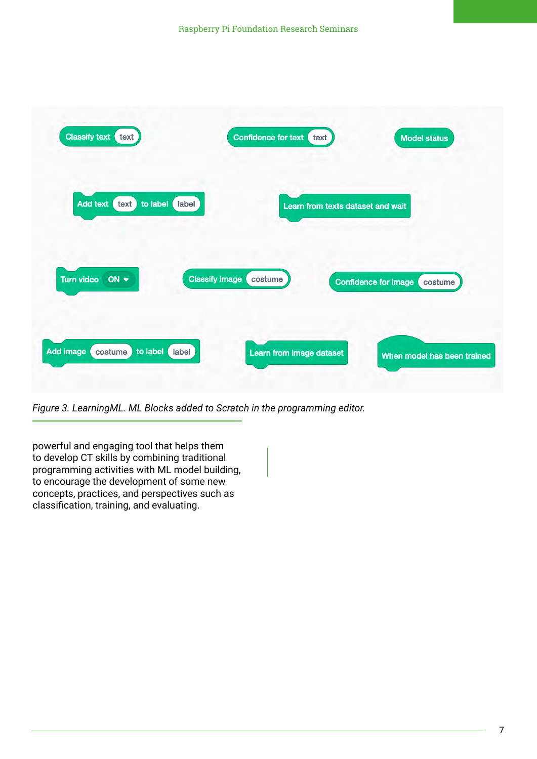Figure 3. LearningML. ML Blocks added to Scratch in the programming editor.

powerful and engaging tool that helps them to develop CT skills by combining traditional programming activities with ML model building, to encourage the development of some new concepts, practices, and perspectives such as classification, training, and evaluating.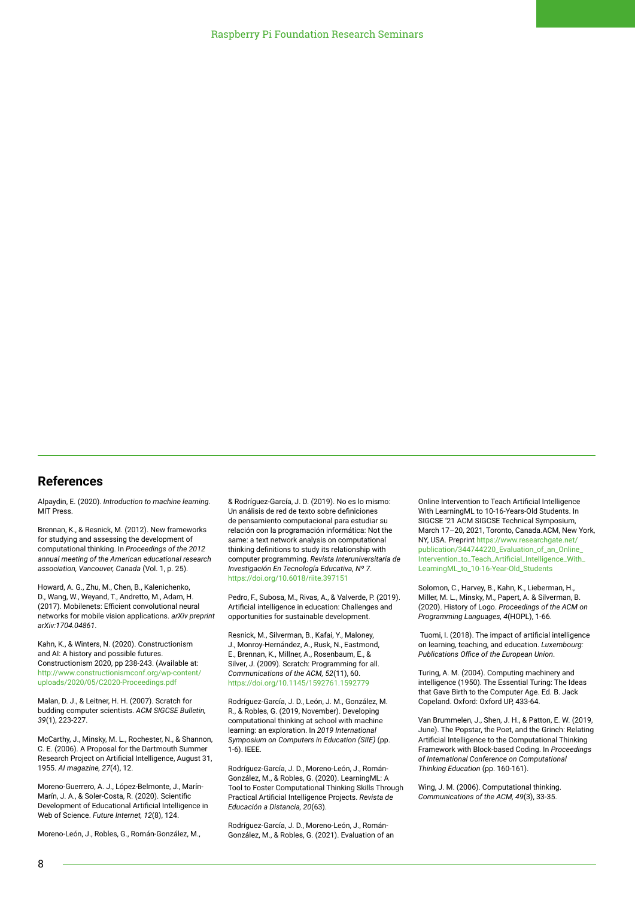## References

Alpaydin, E. (2020). *Introduction to machine learning*. MIT Press.

Brennan, K., & Resnick, M. (2012). New frameworks for studying and assessing the development of computational thinking. In *Proceedings of the 2012 annual meeting of the American educational research association, Vancouver, Canada* (Vol. 1, p. 25).

Howard, A. G., Zhu, M., Chen, B., Kalenichenko, D., Wang, W., Weyand, T., Andretto, M., Adam, H. (2017). Mobilenets: Efficient convolutional neural networks for mobile vision applications. *arXiv preprint arXiv:1704.04861*.

Kahn, K., & Winters, N. (2020). Constructionism and AI: A history and possible futures. Constructionism 2020, pp 238-243. (Available at: http://www.constructionismconf.org/wp-content/uploads/2020/05/C2020-Proceedings.pdf

Malan, D. J., & Leitner, H. H. (2007). Scratch for budding computer scientists. *ACM SIGCSE Bulletin, 39*(1), 223-227.

McCarthy, J., Minsky, M. L., Rochester, N., & Shannon, C. E. (2006). A Proposal for the Dartmouth Summer Research Project on Artificial Intelligence, August 31, 1955. *AI magazine, 27*(4), 12.

Moreno-Guerrero, A. J., López-Belmonte, J., Marín-Marín, J. A., & Soler-Costa, R. (2020). Scientific Development of Educational Artificial Intelligence in Web of Science. *Future Internet, 12*(8), 124.

Moreno-León, J., Robles, G., Román-González, M., & Rodríguez-García, J. D. (2019). No es lo mismo: Un análisis de red de texto sobre definiciones de pensamiento computacional para estudiar su relación con la programación informática: Not the same: a text network analysis on computational thinking definitions to study its relationship with computer programming. *Revista Interuniversitaria de Investigación En Tecnología Educativa, Nº 7*. https://doi.org/10.6018/riite.397151

Pedro, F., Subosa, M., Rivas, A., & Valverde, P. (2019). Artificial intelligence in education: Challenges and opportunities for sustainable development.

Resnick, M., Silverman, B., Kafai, Y., Maloney, J., Monroy-Hernández, A., Rusk, N., Eastmond, E., Brennan, K., Millner, A., Rosenbaum, E., & Silver, J. (2009). Scratch: Programming for all. *Communications of the ACM, 52*(11), 60. https://doi.org/10.1145/1592761.1592779

Rodríguez-García, J. D., León, J. M., González, M. R., & Robles, G. (2019, November). Developing computational thinking at school with machine learning: an exploration. In *2019 International Symposium on Computers in Education (SIIE)* (pp. 1-6). IEEE.

Rodríguez-García, J. D., Moreno-León, J., Román-González, M., & Robles, G. (2020). LearningML: A Tool to Foster Computational Thinking Skills Through Practical Artificial Intelligence Projects. *Revista de Educación a Distancia, 20*(63).

Rodríguez-García, J. D., Moreno-León, J., Román-González, M., & Robles, G. (2021). Evaluation of an Online Intervention to Teach Artificial Intelligence With LearningML to 10-16-Years-Old Students. In SIGCSE '21 ACM SIGCSE Technical Symposium, March 17–20, 2021, Toronto, Canada.ACM, New York, NY, USA. Preprint https://www.researchgate.net/publication/344744220_Evaluation_of_an_Online_Intervention_to_Teach_Artificial_Intelligence_With_LearningML_to_10-16-Year-Old_Students

Solomon, C., Harvey, B., Kahn, K., Lieberman, H., Miller, M. L., Minsky, M., Papert, A. & Silverman, B. (2020). History of Logo. *Proceedings of the ACM on Programming Languages, 4*(HOPL), 1-66.

Tuomi, I. (2018). The impact of artificial intelligence on learning, teaching, and education. *Luxembourg: Publications Office of the European Union*.

Turing, A. M. (2004). Computing machinery and intelligence (1950). The Essential Turing: The Ideas that Gave Birth to the Computer Age. Ed. B. Jack Copeland. Oxford: Oxford UP, 433-64.

Van Brummelen, J., Shen, J. H., & Patton, E. W. (2019, June). The Popstar, the Poet, and the Grinch: Relating Artificial Intelligence to the Computational Thinking Framework with Block-based Coding. In *Proceedings of International Conference on Computational Thinking Education* (pp. 160-161).

Wing, J. M. (2006). Computational thinking. *Communications of the ACM, 49*(3), 33-35.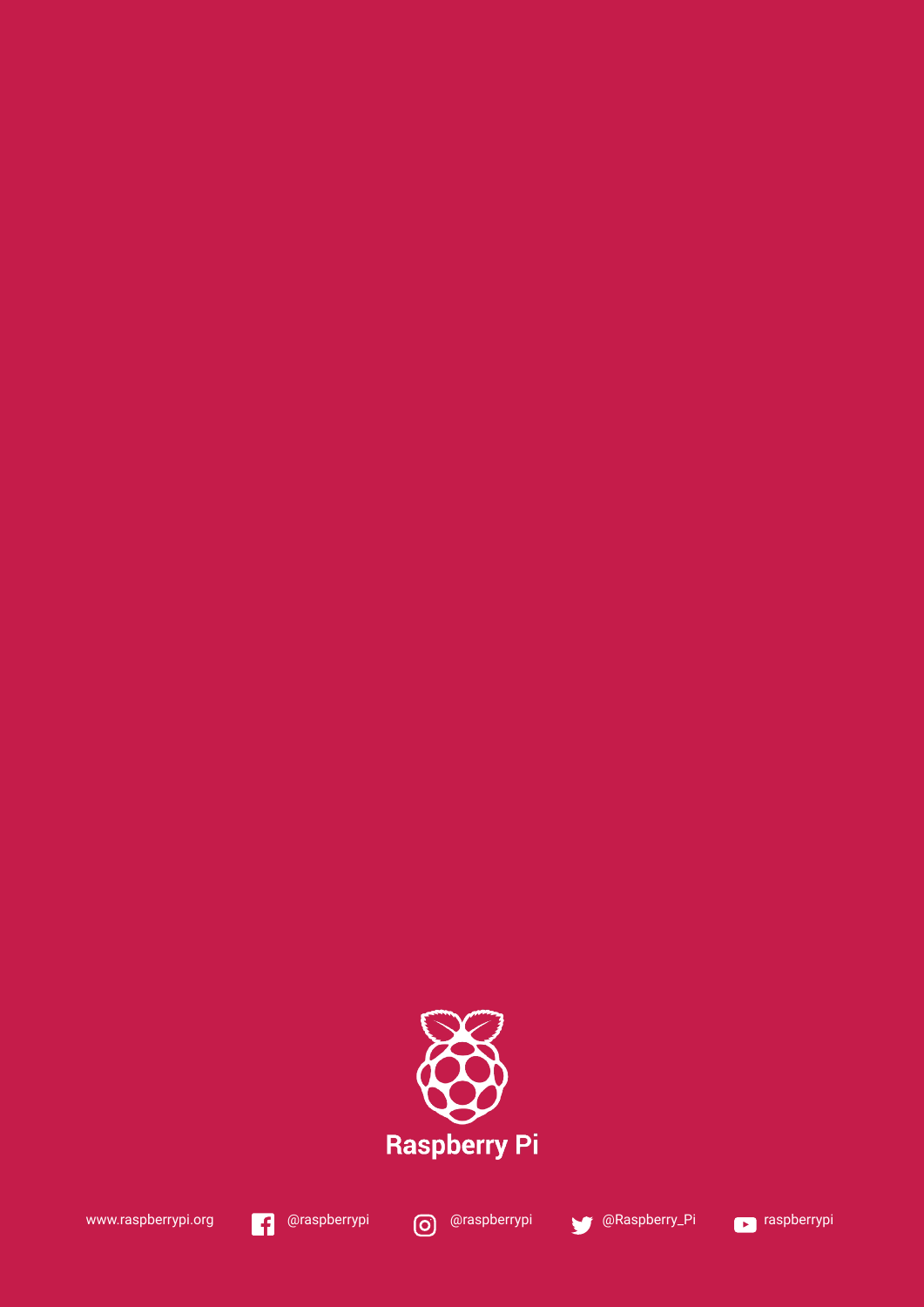**Raspberry Pi**

www.raspberrypi.org @raspberrypi @raspberrypi @Raspberry_Pi raspberrypi